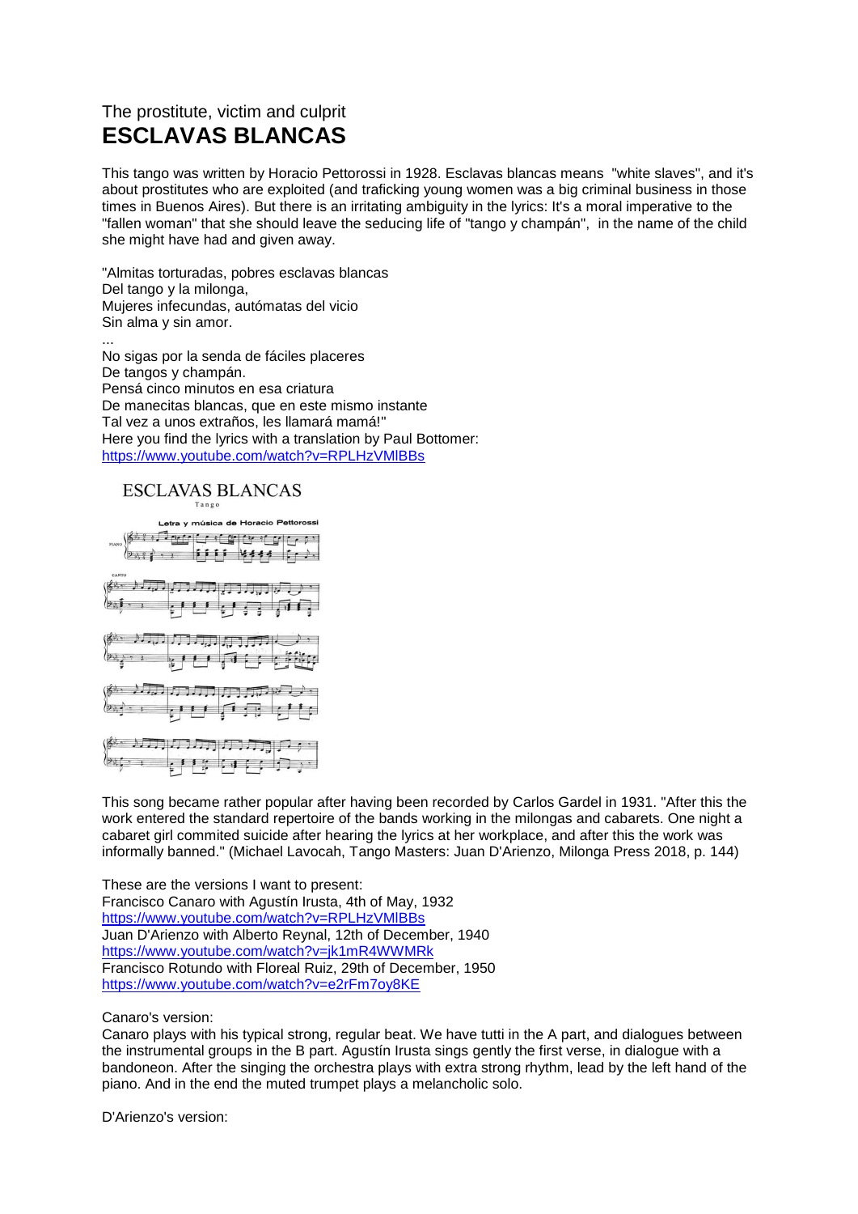The prostitute, victim and culprit

# ESCLAVAS BLANCAS

This tango was written by Horacio Pettorossi in 1928. Esclavas blancas means "white slaves", and it's about prostitutes who are exploited (and traficking young women was a big criminal business in those times in Buenos Aires). But there is an irritating ambiguity in the lyrics: It's a moral imperative to the "fallen woman" that she should leave the seducing life of "tango y champán", in the name of the child she might have had and given away.

"Almitas torturadas, pobres esclavas blancas
Del tango y la milonga,
Mujeres infecundas, autómatas del vicio
Sin alma y sin amor.
...
No sigas por la senda de fáciles placeres
De tangos y champán.
Pensá cinco minutos en esa criatura
De manecitas blancas, que en este mismo instante
Tal vez a unos extraños, les llamará mamá!"
Here you find the lyrics with a translation by Paul Bottomer:
https://www.youtube.com/watch?v=RPLHzVMlBBs

ESCLAVAS BLANCAS
Tango
Letra y música de Horacio Pettorossi

This song became rather popular after having been recorded by Carlos Gardel in 1931. "After this the work entered the standard repertoire of the bands working in the milongas and cabarets. One night a cabaret girl commited suicide after hearing the lyrics at her workplace, and after this the work was informally banned." (Michael Lavocah, Tango Masters: Juan D'Arienzo, Milonga Press 2018, p. 144)

These are the versions I want to present:
Francisco Canaro with Agustín Irusta, 4th of May, 1932
https://www.youtube.com/watch?v=RPLHzVMlBBs
Juan D'Arienzo with Alberto Reynal, 12th of December, 1940
https://www.youtube.com/watch?v=jk1mR4WWMRk
Francisco Rotundo with Floreal Ruiz, 29th of December, 1950
https://www.youtube.com/watch?v=e2rFm7oy8KE

Canaro's version:
Canaro plays with his typical strong, regular beat. We have tutti in the A part, and dialogues between the instrumental groups in the B part. Agustín Irusta sings gently the first verse, in dialogue with a bandoneon. After the singing the orchestra plays with extra strong rhythm, lead by the left hand of the piano. And in the end the muted trumpet plays a melancholic solo.

D'Arienzo's version: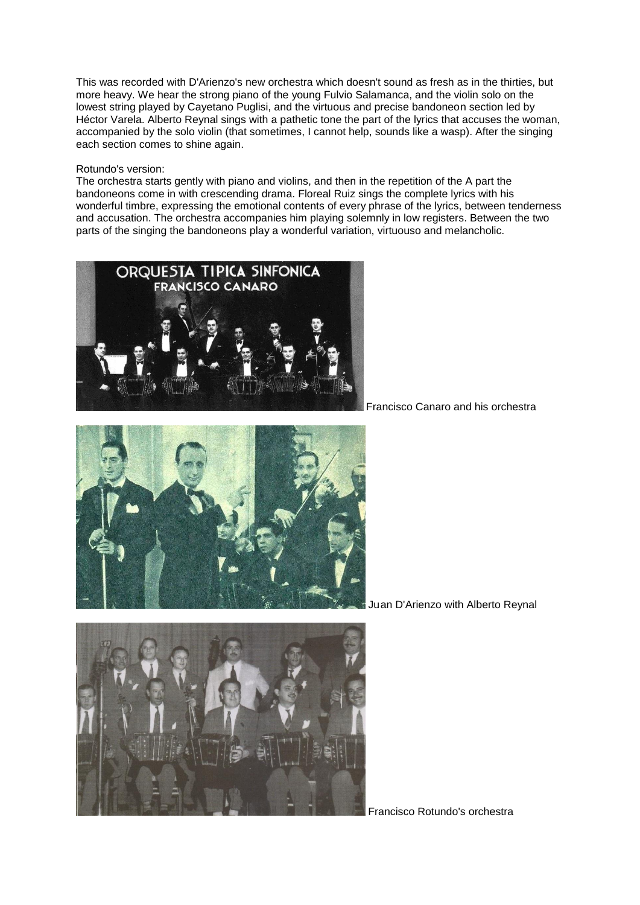This was recorded with D'Arienzo's new orchestra which doesn't sound as fresh as in the thirties, but more heavy. We hear the strong piano of the young Fulvio Salamanca, and the violin solo on the lowest string played by Cayetano Puglisi, and the virtuous and precise bandoneon section led by Héctor Varela. Alberto Reynal sings with a pathetic tone the part of the lyrics that accuses the woman, accompanied by the solo violin (that sometimes, I cannot help, sounds like a wasp). After the singing each section comes to shine again.

Rotundo's version:
The orchestra starts gently with piano and violins, and then in the repetition of the A part the bandoneons come in with crescending drama. Floreal Ruiz sings the complete lyrics with his wonderful timbre, expressing the emotional contents of every phrase of the lyrics, between tenderness and accusation. The orchestra accompanies him playing solemnly in low registers. Between the two parts of the singing the bandoneons play a wonderful variation, virtuouso and melancholic.

Francisco Canaro and his orchestra

Juan D'Arienzo with Alberto Reynal

Francisco Rotundo's orchestra